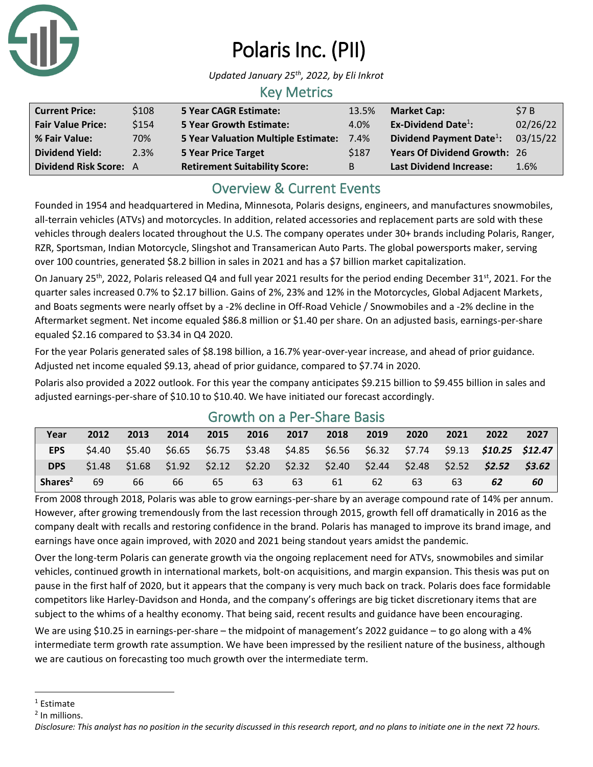# Polaris Inc. (PII)

*Updated January 25th, 2022, by Eli Inkrot*

## Key Metrics

| | | | | | |
|---|---|---|---|---|---|
| **Current Price:** | $108 | **5 Year CAGR Estimate:** | 13.5% | **Market Cap:** | $7 B |
| **Fair Value Price:** | $154 | **5 Year Growth Estimate:** | 4.0% | **Ex-Dividend Date**[1]**:** | 02/26/22 |
| **% Fair Value:** | 70% | **5 Year Valuation Multiple Estimate:** | 7.4% | **Dividend Payment Date**[1]**:** | 03/15/22 |
| **Dividend Yield:** | 2.3% | **5 Year Price Target** | $187 | **Years Of Dividend Growth:** | 26 |
| **Dividend Risk Score:** | A | **Retirement Suitability Score:** | B | **Last Dividend Increase:** | 1.6% |

## Overview & Current Events

Founded in 1954 and headquartered in Medina, Minnesota, Polaris designs, engineers, and manufactures snowmobiles, all-terrain vehicles (ATVs) and motorcycles. In addition, related accessories and replacement parts are sold with these vehicles through dealers located throughout the U.S. The company operates under 30+ brands including Polaris, Ranger, RZR, Sportsman, Indian Motorcycle, Slingshot and Transamerican Auto Parts. The global powersports maker, serving over 100 countries, generated $8.2 billion in sales in 2021 and has a $7 billion market capitalization.

On January 25th, 2022, Polaris released Q4 and full year 2021 results for the period ending December 31st, 2021. For the quarter sales increased 0.7% to $2.17 billion. Gains of 2%, 23% and 12% in the Motorcycles, Global Adjacent Markets, and Boats segments were nearly offset by a -2% decline in Off-Road Vehicle / Snowmobiles and a -2% decline in the Aftermarket segment. Net income equaled $86.8 million or $1.40 per share. On an adjusted basis, earnings-per-share equaled $2.16 compared to $3.34 in Q4 2020.

For the year Polaris generated sales of $8.198 billion, a 16.7% year-over-year increase, and ahead of prior guidance. Adjusted net income equaled $9.13, ahead of prior guidance, compared to $7.74 in 2020.

Polaris also provided a 2022 outlook. For this year the company anticipates $9.215 billion to $9.455 billion in sales and adjusted earnings-per-share of $10.10 to $10.40. We have initiated our forecast accordingly.

## Growth on a Per-Share Basis

| Year | 2012 | 2013 | 2014 | 2015 | 2016 | 2017 | 2018 | 2019 | 2020 | 2021 | 2022 | 2027 |
|---|---|---|---|---|---|---|---|---|---|---|---|---|
| **EPS** | $4.40 | $5.40 | $6.65 | $6.75 | $3.48 | $4.85 | $6.56 | $6.32 | $7.74 | $9.13 | ***$10.25*** | ***$12.47*** |
| **DPS** | $1.48 | $1.68 | $1.92 | $2.12 | $2.20 | $2.32 | $2.40 | $2.44 | $2.48 | $2.52 | ***$2.52*** | ***$3.62*** |
| **Shares**[2] | 69 | 66 | 66 | 65 | 63 | 63 | 61 | 62 | 63 | 63 | ***62*** | ***60*** |

From 2008 through 2018, Polaris was able to grow earnings-per-share by an average compound rate of 14% per annum. However, after growing tremendously from the last recession through 2015, growth fell off dramatically in 2016 as the company dealt with recalls and restoring confidence in the brand. Polaris has managed to improve its brand image, and earnings have once again improved, with 2020 and 2021 being standout years amidst the pandemic.

Over the long-term Polaris can generate growth via the ongoing replacement need for ATVs, snowmobiles and similar vehicles, continued growth in international markets, bolt-on acquisitions, and margin expansion. This thesis was put on pause in the first half of 2020, but it appears that the company is very much back on track. Polaris does face formidable competitors like Harley-Davidson and Honda, and the company's offerings are big ticket discretionary items that are subject to the whims of a healthy economy. That being said, recent results and guidance have been encouraging.

We are using $10.25 in earnings-per-share – the midpoint of management's 2022 guidance – to go along with a 4% intermediate term growth rate assumption. We have been impressed by the resilient nature of the business, although we are cautious on forecasting too much growth over the intermediate term.

---

[1] Estimate

[2] In millions.

*Disclosure: This analyst has no position in the security discussed in this research report, and no plans to initiate one in the next 72 hours.*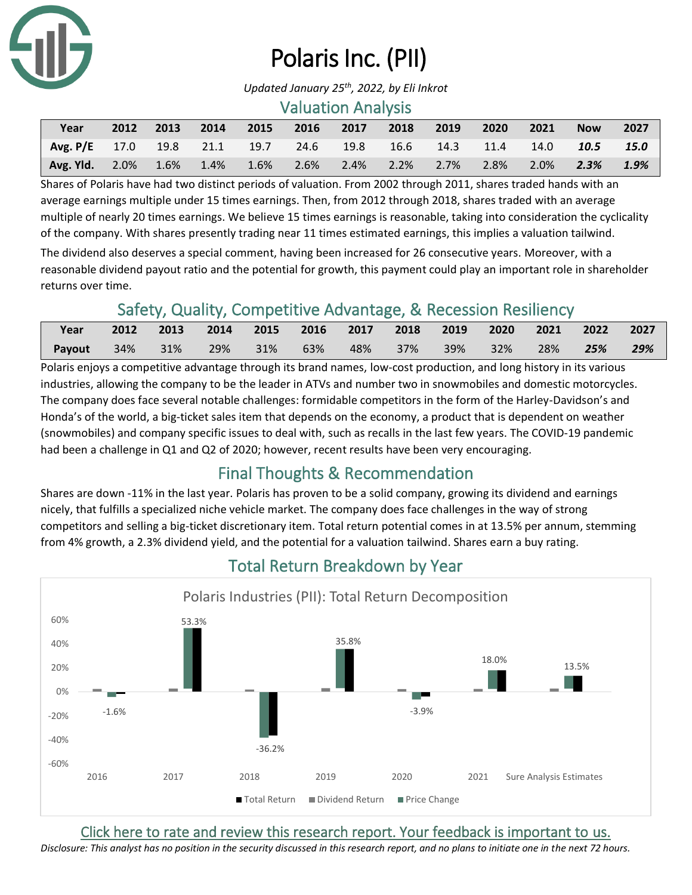# Polaris Inc. (PII)

*Updated January 25th, 2022, by Eli Inkrot*

## Valuation Analysis

| Year | 2012 | 2013 | 2014 | 2015 | 2016 | 2017 | 2018 | 2019 | 2020 | 2021 | Now | 2027 |
|---|---|---|---|---|---|---|---|---|---|---|---|---|
| **Avg. P/E** | 17.0 | 19.8 | 21.1 | 19.7 | 24.6 | 19.8 | 16.6 | 14.3 | 11.4 | 14.0 | ***10.5*** | ***15.0*** |
| **Avg. Yld.** | 2.0% | 1.6% | 1.4% | 1.6% | 2.6% | 2.4% | 2.2% | 2.7% | 2.8% | 2.0% | ***2.3%*** | ***1.9%*** |

Shares of Polaris have had two distinct periods of valuation. From 2002 through 2011, shares traded hands with an average earnings multiple under 15 times earnings. Then, from 2012 through 2018, shares traded with an average multiple of nearly 20 times earnings. We believe 15 times earnings is reasonable, taking into consideration the cyclicality of the company. With shares presently trading near 11 times estimated earnings, this implies a valuation tailwind.

The dividend also deserves a special comment, having been increased for 26 consecutive years. Moreover, with a reasonable dividend payout ratio and the potential for growth, this payment could play an important role in shareholder returns over time.

## Safety, Quality, Competitive Advantage, & Recession Resiliency

| Year | 2012 | 2013 | 2014 | 2015 | 2016 | 2017 | 2018 | 2019 | 2020 | 2021 | 2022 | 2027 |
|---|---|---|---|---|---|---|---|---|---|---|---|---|
| **Payout** | 34% | 31% | 29% | 31% | 63% | 48% | 37% | 39% | 32% | 28% | ***25%*** | ***29%*** |

Polaris enjoys a competitive advantage through its brand names, low-cost production, and long history in its various industries, allowing the company to be the leader in ATVs and number two in snowmobiles and domestic motorcycles. The company does face several notable challenges: formidable competitors in the form of the Harley-Davidson's and Honda's of the world, a big-ticket sales item that depends on the economy, a product that is dependent on weather (snowmobiles) and company specific issues to deal with, such as recalls in the last few years. The COVID-19 pandemic had been a challenge in Q1 and Q2 of 2020; however, recent results have been very encouraging.

## Final Thoughts & Recommendation

Shares are down -11% in the last year. Polaris has proven to be a solid company, growing its dividend and earnings nicely, that fulfills a specialized niche vehicle market. The company does face challenges in the way of strong competitors and selling a big-ticket discretionary item. Total return potential comes in at 13.5% per annum, stemming from 4% growth, a 2.3% dividend yield, and the potential for a valuation tailwind. Shares earn a buy rating.

## Total Return Breakdown by Year

Polaris Industries (PII): Total Return Decomposition

| | 2016 | 2017 | 2018 | 2019 | 2020 | 2021 | Sure Analysis Estimates |
|---|---|---|---|---|---|---|---|
| Total Return | -1.6% | 53.3% | -36.2% | 35.8% | -3.9% | 18.0% | 13.5% |

[Click here to rate and review this research report. Your feedback is important to us.]

*Disclosure: This analyst has no position in the security discussed in this research report, and no plans to initiate one in the next 72 hours.*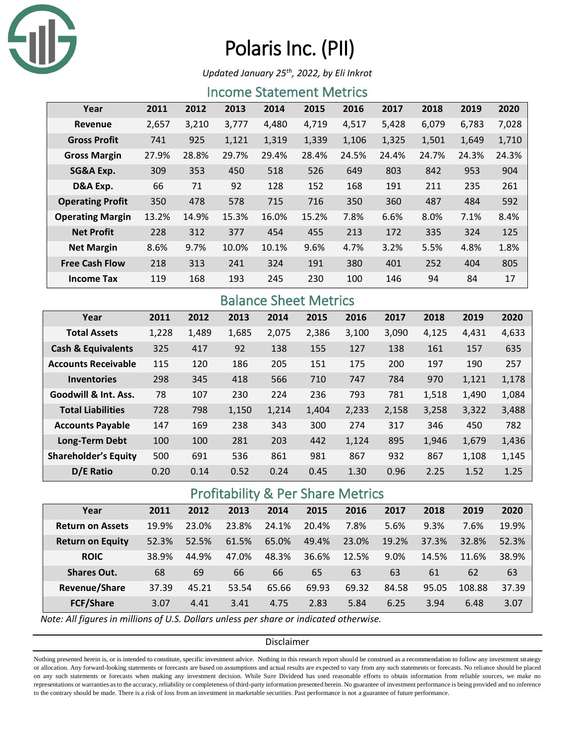# Polaris Inc. (PII)

*Updated January 25th, 2022, by Eli Inkrot*

## Income Statement Metrics

| Year | 2011 | 2012 | 2013 | 2014 | 2015 | 2016 | 2017 | 2018 | 2019 | 2020 |
|---|---|---|---|---|---|---|---|---|---|---|
| Revenue | 2,657 | 3,210 | 3,777 | 4,480 | 4,719 | 4,517 | 5,428 | 6,079 | 6,783 | 7,028 |
| Gross Profit | 741 | 925 | 1,121 | 1,319 | 1,339 | 1,106 | 1,325 | 1,501 | 1,649 | 1,710 |
| Gross Margin | 27.9% | 28.8% | 29.7% | 29.4% | 28.4% | 24.5% | 24.4% | 24.7% | 24.3% | 24.3% |
| SG&A Exp. | 309 | 353 | 450 | 518 | 526 | 649 | 803 | 842 | 953 | 904 |
| D&A Exp. | 66 | 71 | 92 | 128 | 152 | 168 | 191 | 211 | 235 | 261 |
| Operating Profit | 350 | 478 | 578 | 715 | 716 | 350 | 360 | 487 | 484 | 592 |
| Operating Margin | 13.2% | 14.9% | 15.3% | 16.0% | 15.2% | 7.8% | 6.6% | 8.0% | 7.1% | 8.4% |
| Net Profit | 228 | 312 | 377 | 454 | 455 | 213 | 172 | 335 | 324 | 125 |
| Net Margin | 8.6% | 9.7% | 10.0% | 10.1% | 9.6% | 4.7% | 3.2% | 5.5% | 4.8% | 1.8% |
| Free Cash Flow | 218 | 313 | 241 | 324 | 191 | 380 | 401 | 252 | 404 | 805 |
| Income Tax | 119 | 168 | 193 | 245 | 230 | 100 | 146 | 94 | 84 | 17 |

## Balance Sheet Metrics

| Year | 2011 | 2012 | 2013 | 2014 | 2015 | 2016 | 2017 | 2018 | 2019 | 2020 |
|---|---|---|---|---|---|---|---|---|---|---|
| Total Assets | 1,228 | 1,489 | 1,685 | 2,075 | 2,386 | 3,100 | 3,090 | 4,125 | 4,431 | 4,633 |
| Cash & Equivalents | 325 | 417 | 92 | 138 | 155 | 127 | 138 | 161 | 157 | 635 |
| Accounts Receivable | 115 | 120 | 186 | 205 | 151 | 175 | 200 | 197 | 190 | 257 |
| Inventories | 298 | 345 | 418 | 566 | 710 | 747 | 784 | 970 | 1,121 | 1,178 |
| Goodwill & Int. Ass. | 78 | 107 | 230 | 224 | 236 | 793 | 781 | 1,518 | 1,490 | 1,084 |
| Total Liabilities | 728 | 798 | 1,150 | 1,214 | 1,404 | 2,233 | 2,158 | 3,258 | 3,322 | 3,488 |
| Accounts Payable | 147 | 169 | 238 | 343 | 300 | 274 | 317 | 346 | 450 | 782 |
| Long-Term Debt | 100 | 100 | 281 | 203 | 442 | 1,124 | 895 | 1,946 | 1,679 | 1,436 |
| Shareholder's Equity | 500 | 691 | 536 | 861 | 981 | 867 | 932 | 867 | 1,108 | 1,145 |
| D/E Ratio | 0.20 | 0.14 | 0.52 | 0.24 | 0.45 | 1.30 | 0.96 | 2.25 | 1.52 | 1.25 |

## Profitability & Per Share Metrics

| Year | 2011 | 2012 | 2013 | 2014 | 2015 | 2016 | 2017 | 2018 | 2019 | 2020 |
|---|---|---|---|---|---|---|---|---|---|---|
| Return on Assets | 19.9% | 23.0% | 23.8% | 24.1% | 20.4% | 7.8% | 5.6% | 9.3% | 7.6% | 19.9% |
| Return on Equity | 52.3% | 52.5% | 61.5% | 65.0% | 49.4% | 23.0% | 19.2% | 37.3% | 32.8% | 52.3% |
| ROIC | 38.9% | 44.9% | 47.0% | 48.3% | 36.6% | 12.5% | 9.0% | 14.5% | 11.6% | 38.9% |
| Shares Out. | 68 | 69 | 66 | 66 | 65 | 63 | 63 | 61 | 62 | 63 |
| Revenue/Share | 37.39 | 45.21 | 53.54 | 65.66 | 69.93 | 69.32 | 84.58 | 95.05 | 108.88 | 37.39 |
| FCF/Share | 3.07 | 4.41 | 3.41 | 4.75 | 2.83 | 5.84 | 6.25 | 3.94 | 6.48 | 3.07 |

*Note: All figures in millions of U.S. Dollars unless per share or indicated otherwise.*

Disclaimer

Nothing presented herein is, or is intended to constitute, specific investment advice. Nothing in this research report should be construed as a recommendation to follow any investment strategy or allocation. Any forward-looking statements or forecasts are based on assumptions and actual results are expected to vary from any such statements or forecasts. No reliance should be placed on any such statements or forecasts when making any investment decision. While Sure Dividend has used reasonable efforts to obtain information from reliable sources, we make no representations or warranties as to the accuracy, reliability or completeness of third-party information presented herein. No guarantee of investment performance is being provided and no inference to the contrary should be made. There is a risk of loss from an investment in marketable securities. Past performance is not a guarantee of future performance.